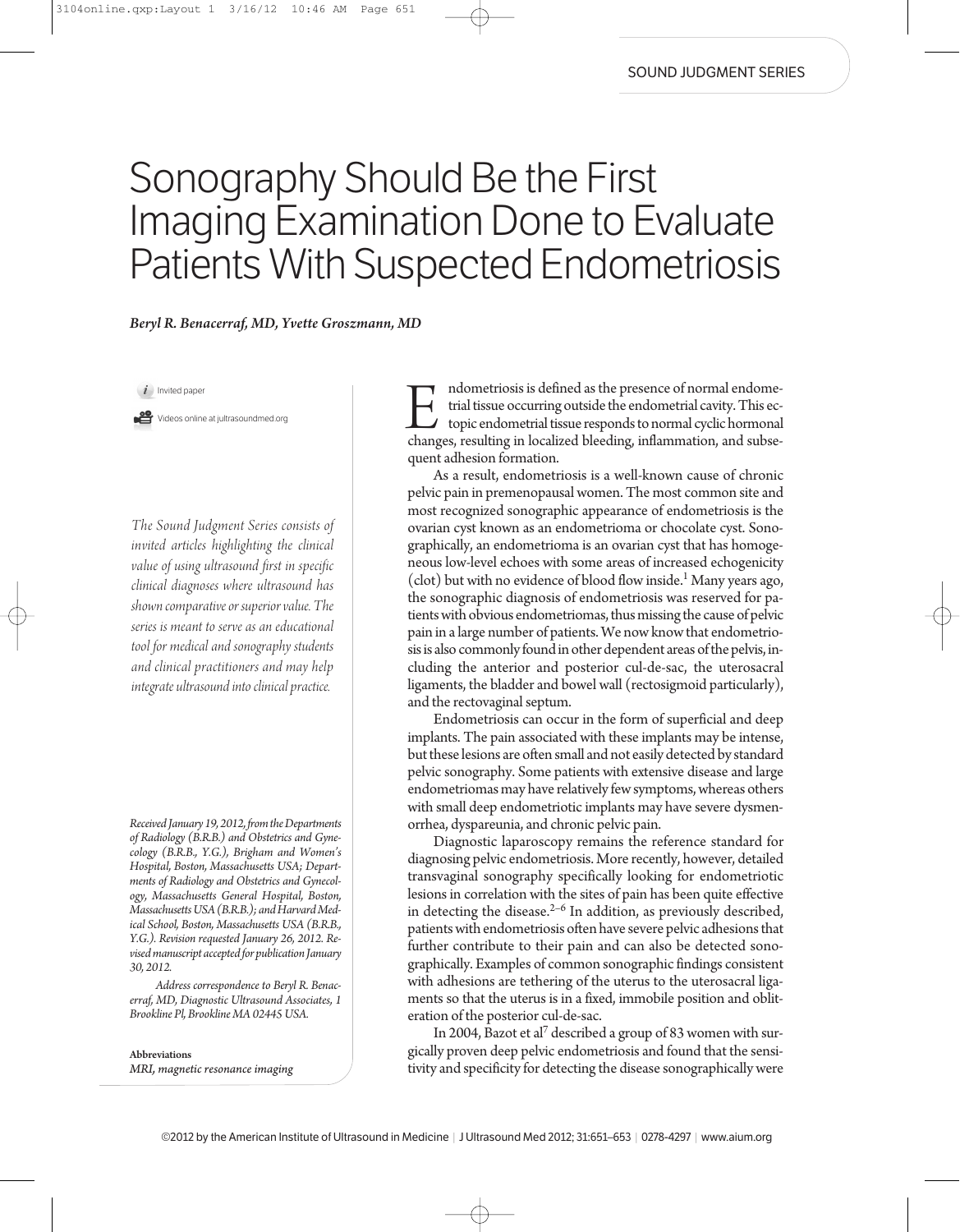SOUND JUDGMENT SERIES

# Sonography Should Be the First Imaging Examination Done to Evaluate Patients With Suspected Endometriosis

***Beryl R. Benacerraf, MD, Yvette Groszmann, MD***

Invited paper

Videos online at jultrasoundmed.org

*The Sound Judgment Series consists of invited articles highlighting the clinical value of using ultrasound first in specific clinical diagnoses where ultrasound has shown comparative or superior value. The series is meant to serve as an educational tool for medical and sonography students and clinical practitioners and may help integrate ultrasound into clinical practice.*

*Received January 19, 2012, from the Departments of Radiology (B.R.B.) and Obstetrics and Gynecology (B.R.B., Y.G.), Brigham and Women's Hospital, Boston, Massachusetts USA; Departments of Radiology and Obstetrics and Gynecology, Massachusetts General Hospital, Boston, Massachusetts USA (B.R.B.); and Harvard Medical School, Boston, Massachusetts USA (B.R.B., Y.G.). Revision requested January 26, 2012. Revised manuscript accepted for publication January 30, 2012.*

*Address correspondence to Beryl R. Benacerraf, MD, Diagnostic Ultrasound Associates, 1 Brookline Pl, Brookline MA 02445 USA.*

**Abbreviations**
*MRI, magnetic resonance imaging*

Endometriosis is defined as the presence of normal endometrial tissue occurring outside the endometrial cavity. This ectopic endometrial tissue responds to normal cyclic hormonal changes, resulting in localized bleeding, inflammation, and subsequent adhesion formation.

As a result, endometriosis is a well-known cause of chronic pelvic pain in premenopausal women. The most common site and most recognized sonographic appearance of endometriosis is the ovarian cyst known as an endometrioma or chocolate cyst. Sonographically, an endometrioma is an ovarian cyst that has homogeneous low-level echoes with some areas of increased echogenicity (clot) but with no evidence of blood flow inside.[1] Many years ago, the sonographic diagnosis of endometriosis was reserved for patients with obvious endometriomas, thus missing the cause of pelvic pain in a large number of patients. We now know that endometriosis is also commonly found in other dependent areas of the pelvis, including the anterior and posterior cul-de-sac, the uterosacral ligaments, the bladder and bowel wall (rectosigmoid particularly), and the rectovaginal septum.

Endometriosis can occur in the form of superficial and deep implants. The pain associated with these implants may be intense, but these lesions are often small and not easily detected by standard pelvic sonography. Some patients with extensive disease and large endometriomas may have relatively few symptoms, whereas others with small deep endometriotic implants may have severe dysmenorrhea, dyspareunia, and chronic pelvic pain.

Diagnostic laparoscopy remains the reference standard for diagnosing pelvic endometriosis. More recently, however, detailed transvaginal sonography specifically looking for endometriotic lesions in correlation with the sites of pain has been quite effective in detecting the disease.[2–6] In addition, as previously described, patients with endometriosis often have severe pelvic adhesions that further contribute to their pain and can also be detected sonographically. Examples of common sonographic findings consistent with adhesions are tethering of the uterus to the uterosacral ligaments so that the uterus is in a fixed, immobile position and obliteration of the posterior cul-de-sac.

In 2004, Bazot et al[7] described a group of 83 women with surgically proven deep pelvic endometriosis and found that the sensitivity and specificity for detecting the disease sonographically were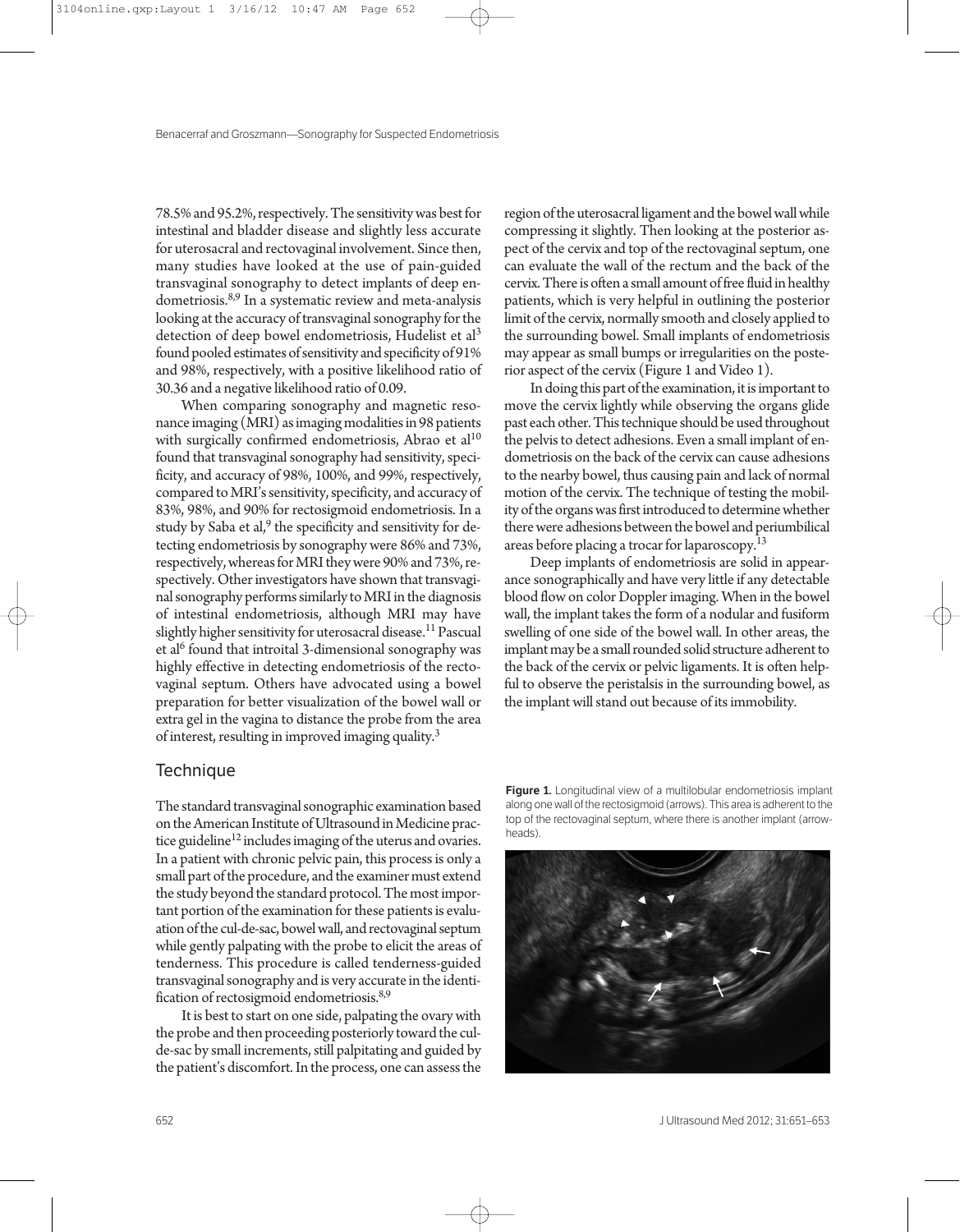78.5% and 95.2%, respectively. The sensitivity was best for intestinal and bladder disease and slightly less accurate for uterosacral and rectovaginal involvement. Since then, many studies have looked at the use of pain-guided transvaginal sonography to detect implants of deep endometriosis.[8,9] In a systematic review and meta-analysis looking at the accuracy of transvaginal sonography for the detection of deep bowel endometriosis, Hudelist et al[3] found pooled estimates of sensitivity and specificity of 91% and 98%, respectively, with a positive likelihood ratio of 30.36 and a negative likelihood ratio of 0.09.

When comparing sonography and magnetic resonance imaging (MRI) as imaging modalities in 98 patients with surgically confirmed endometriosis, Abrao et al[10] found that transvaginal sonography had sensitivity, specificity, and accuracy of 98%, 100%, and 99%, respectively, compared to MRI's sensitivity, specificity, and accuracy of 83%, 98%, and 90% for rectosigmoid endometriosis. In a study by Saba et al,[9] the specificity and sensitivity for detecting endometriosis by sonography were 86% and 73%, respectively, whereas for MRI they were 90% and 73%, respectively. Other investigators have shown that transvaginal sonography performs similarly to MRI in the diagnosis of intestinal endometriosis, although MRI may have slightly higher sensitivity for uterosacral disease.[11] Pascual et al[6] found that introital 3-dimensional sonography was highly effective in detecting endometriosis of the rectovaginal septum. Others have advocated using a bowel preparation for better visualization of the bowel wall or extra gel in the vagina to distance the probe from the area of interest, resulting in improved imaging quality.[3]

## Technique

The standard transvaginal sonographic examination based on the American Institute of Ultrasound in Medicine practice guideline[12] includes imaging of the uterus and ovaries. In a patient with chronic pelvic pain, this process is only a small part of the procedure, and the examiner must extend the study beyond the standard protocol. The most important portion of the examination for these patients is evaluation of the cul-de-sac, bowel wall, and rectovaginal septum while gently palpating with the probe to elicit the areas of tenderness. This procedure is called tenderness-guided transvaginal sonography and is very accurate in the identification of rectosigmoid endometriosis.[8,9]

It is best to start on one side, palpating the ovary with the probe and then proceeding posteriorly toward the cul-de-sac by small increments, still palpitating and guided by the patient's discomfort. In the process, one can assess the region of the uterosacral ligament and the bowel wall while compressing it slightly. Then looking at the posterior aspect of the cervix and top of the rectovaginal septum, one can evaluate the wall of the rectum and the back of the cervix. There is often a small amount of free fluid in healthy patients, which is very helpful in outlining the posterior limit of the cervix, normally smooth and closely applied to the surrounding bowel. Small implants of endometriosis may appear as small bumps or irregularities on the posterior aspect of the cervix (Figure 1 and Video 1).

In doing this part of the examination, it is important to move the cervix lightly while observing the organs glide past each other. This technique should be used throughout the pelvis to detect adhesions. Even a small implant of endometriosis on the back of the cervix can cause adhesions to the nearby bowel, thus causing pain and lack of normal motion of the cervix. The technique of testing the mobility of the organs was first introduced to determine whether there were adhesions between the bowel and periumbilical areas before placing a trocar for laparoscopy.[13]

Deep implants of endometriosis are solid in appearance sonographically and have very little if any detectable blood flow on color Doppler imaging. When in the bowel wall, the implant takes the form of a nodular and fusiform swelling of one side of the bowel wall. In other areas, the implant may be a small rounded solid structure adherent to the back of the cervix or pelvic ligaments. It is often helpful to observe the peristalsis in the surrounding bowel, as the implant will stand out because of its immobility.

**Figure 1.** Longitudinal view of a multilobular endometriosis implant along one wall of the rectosigmoid (arrows). This area is adherent to the top of the rectovaginal septum, where there is another implant (arrowheads).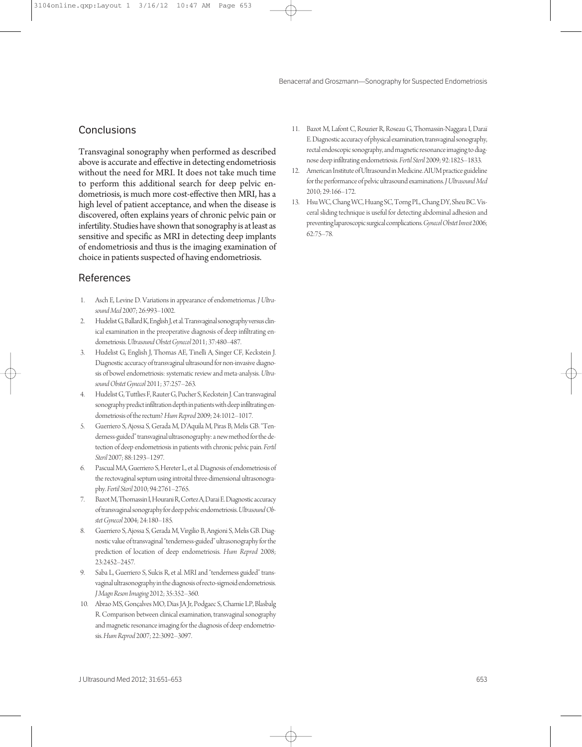## Conclusions

Transvaginal sonography when performed as described above is accurate and effective in detecting endometriosis without the need for MRI. It does not take much time to perform this additional search for deep pelvic endometriosis, is much more cost-effective then MRI, has a high level of patient acceptance, and when the disease is discovered, often explains years of chronic pelvic pain or infertility. Studies have shown that sonography is at least as sensitive and specific as MRI in detecting deep implants of endometriosis and thus is the imaging examination of choice in patients suspected of having endometriosis.

## References

1. Asch E, Levine D. Variations in appearance of endometriomas. *J Ultrasound Med* 2007; 26:993–1002.
2. Hudelist G, Ballard K, English J, et al. Transvaginal sonography versus clinical examination in the preoperative diagnosis of deep infiltrating endometriosis. *Ultrasound Obstet Gynecol* 2011; 37:480–487.
3. Hudelist G, English J, Thomas AE, Tinelli A, Singer CF, Keckstein J. Diagnostic accuracy of transvaginal ultrasound for non-invasive diagnosis of bowel endometriosis: systematic review and meta-analysis. *Ultrasound Obstet Gynecol* 2011; 37:257–263.
4. Hudelist G, Tuttlies F, Rauter G, Pucher S, Keckstein J. Can transvaginal sonography predict infiltration depth in patients with deep infiltrating endometriosis of the rectum? *Hum Reprod* 2009; 24:1012–1017.
5. Guerriero S, Ajossa S, Gerada M, D'Aquila M, Piras B, Melis GB. "Tenderness-guided" transvaginal ultrasonography: a new method for the detection of deep endometriosis in patients with chronic pelvic pain. *Fertil Steril* 2007; 88:1293–1297.
6. Pascual MA, Guerriero S, Hereter L, et al. Diagnosis of endometriosis of the rectovaginal septum using introital three-dimensional ultrasonography. *Fertil Steril* 2010; 94:2761–2765.
7. Bazot M, Thomassin I, Hourani R, Cortez A, Darai E. Diagnostic accuracy of transvaginal sonography for deep pelvic endometriosis. *Ultrasound Obstet Gynecol* 2004; 24:180–185.
8. Guerriero S, Ajossa S, Gerada M, Virgilio B, Angioni S, Melis GB. Diagnostic value of transvaginal "tenderness-guided" ultrasonography for the prediction of location of deep endometriosis. *Hum Reprod* 2008; 23:2452–2457.
9. Saba L, Guerriero S, Sulcis R, et al. MRI and "tenderness guided" transvaginal ultrasonography in the diagnosis of recto-sigmoid endometriosis. *J Magn Reson Imaging* 2012; 35:352–360.
10. Abrao MS, Gonçalves MO, Dias JA Jr, Podgaec S, Chamie LP, Blasbalg R. Comparison between clinical examination, transvaginal sonography and magnetic resonance imaging for the diagnosis of deep endometriosis. *Hum Reprod* 2007; 22:3092–3097.
11. Bazot M, Lafont C, Rouzier R, Roseau G, Thomassin-Naggara I, Daraï E. Diagnostic accuracy of physical examination, transvaginal sonography, rectal endoscopic sonography, and magnetic resonance imaging to diagnose deep infiltrating endometriosis. *Fertil Steril* 2009; 92:1825–1833.
12. American Institute of Ultrasound in Medicine. AIUM practice guideline for the performance of pelvic ultrasound examinations. *J Ultrasound Med* 2010; 29:166–172.
13. Hsu WC, Chang WC, Huang SC, Torng PL, Chang DY, Sheu BC. Visceral sliding technique is useful for detecting abdominal adhesion and preventing laparoscopic surgical complications. *Gynecol Obstet Invest* 2006; 62:75–78.